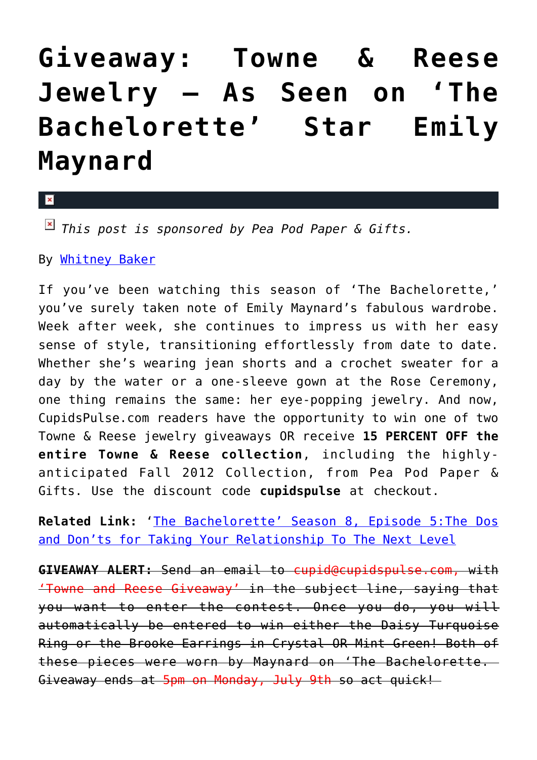# Giveaway: Towne & Reese Jewelry – As Seen on 'The Bachelorette' Star Emily Maynard

*This post is sponsored by Pea Pod Paper & Gifts.*

By Whitney Baker

If you've been watching this season of 'The Bachelorette,' you've surely taken note of Emily Maynard's fabulous wardrobe. Week after week, she continues to impress us with her easy sense of style, transitioning effortlessly from date to date. Whether she's wearing jean shorts and a crochet sweater for a day by the water or a one-sleeve gown at the Rose Ceremony, one thing remains the same: her eye-popping jewelry. And now, CupidsPulse.com readers have the opportunity to win one of two Towne & Reese jewelry giveaways OR receive **15 PERCENT OFF the entire Towne & Reese collection**, including the highly-anticipated Fall 2012 Collection, from Pea Pod Paper & Gifts. Use the discount code **cupidspulse** at checkout.

**Related Link:** 'The Bachelorette' Season 8, Episode 5:The Dos and Don'ts for Taking Your Relationship To The Next Level

~~**GIVEAWAY ALERT:** Send an email to cupid@cupidspulse.com, with 'Towne and Reese Giveaway' in the subject line, saying that you want to enter the contest. Once you do, you will automatically be entered to win either the Daisy Turquoise Ring or the Brooke Earrings in Crystal OR Mint Green! Both of these pieces were worn by Maynard on 'The Bachelorette. Giveaway ends at 5pm on Monday, July 9th so act quick!~~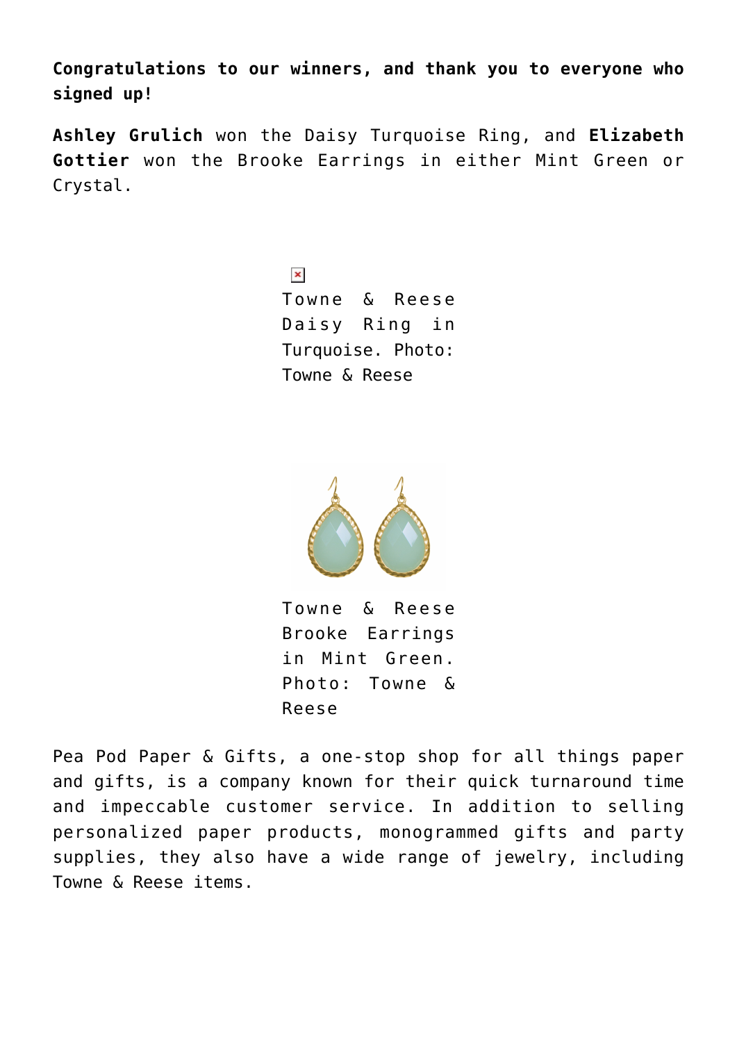**Congratulations to our winners, and thank you to everyone who signed up!**

**Ashley Grulich** won the Daisy Turquoise Ring, and **Elizabeth Gottier** won the Brooke Earrings in either Mint Green or Crystal.

Towne & Reese Daisy Ring in Turquoise. Photo: Towne & Reese

Towne & Reese Brooke Earrings in Mint Green. Photo: Towne & Reese

Pea Pod Paper & Gifts, a one-stop shop for all things paper and gifts, is a company known for their quick turnaround time and impeccable customer service. In addition to selling personalized paper products, monogrammed gifts and party supplies, they also have a wide range of jewelry, including Towne & Reese items.